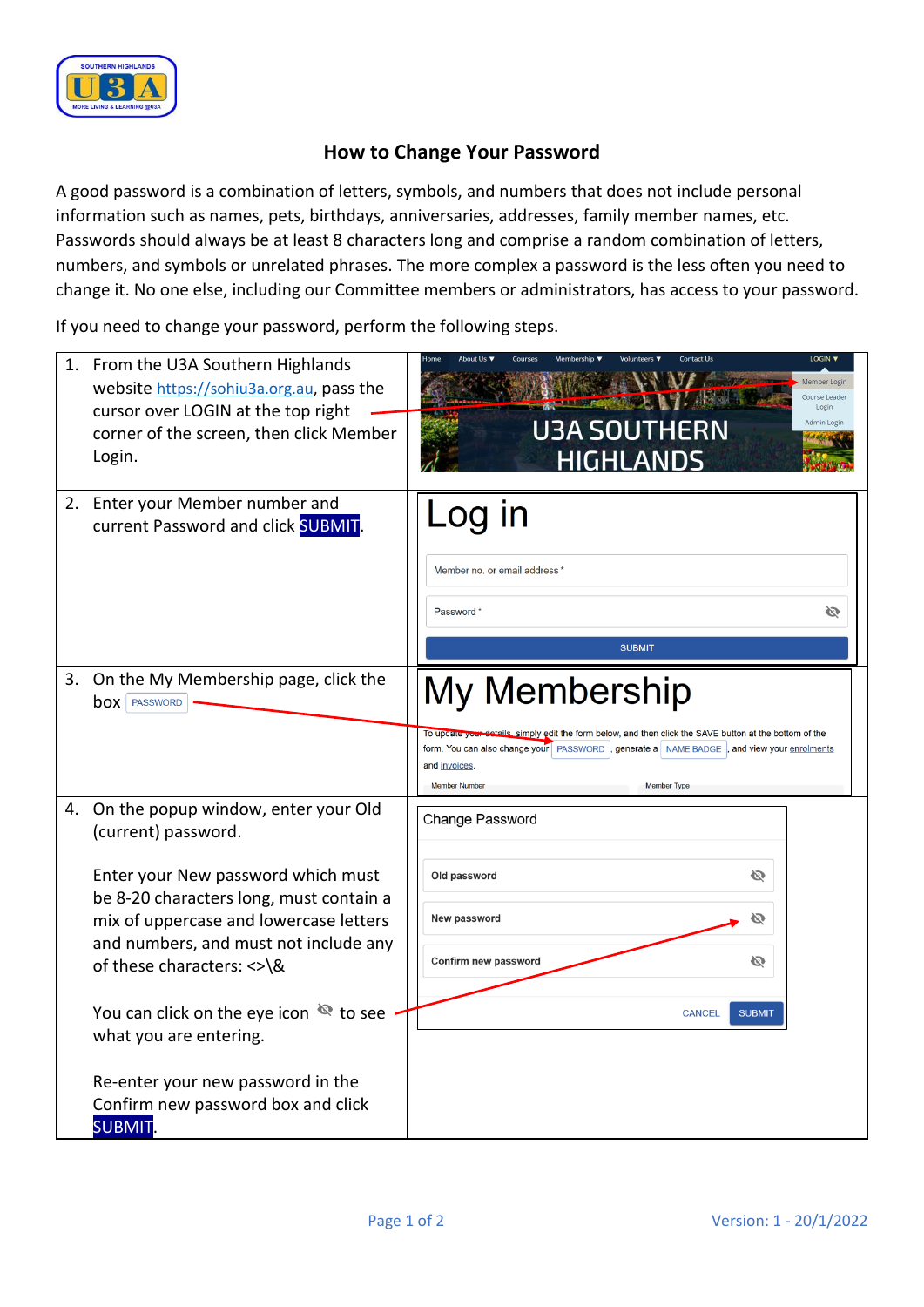# How to Change Your Password

A good password is a combination of letters, symbols, and numbers that does not include personal information such as names, pets, birthdays, anniversaries, addresses, family member names, etc. Passwords should always be at least 8 characters long and comprise a random combination of letters, numbers, and symbols or unrelated phrases. The more complex a password is the less often you need to change it. No one else, including our Committee members or administrators, has access to your password.

If you need to change your password, perform the following steps.

| Step | Screenshot |
| --- | --- |
| 1. From the U3A Southern Highlands website https://sohiu3a.org.au, pass the cursor over LOGIN at the top right corner of the screen, then click Member Login. | Home · About Us ▼ · Courses · Membership ▼ · Volunteers ▼ · Contact Us · LOGIN ▼ — Member Login · Course Leader Login · Admin Login — U3A SOUTHERN HIGHLANDS |
| 2. Enter your Member number and current Password and click SUBMIT. | Log in — Member no. or email address * — Password * — SUBMIT |
| 3. On the My Membership page, click the box PASSWORD | My Membership — To update your details, simply edit the form below, and then click the SAVE button at the bottom of the form. You can also change your PASSWORD, generate a NAME BADGE, and view your enrolments and invoices. — Member Number — Member Type |
| 4. On the popup window, enter your Old (current) password.<br><br>Enter your New password which must be 8-20 characters long, must contain a mix of uppercase and lowercase letters and numbers, and must not include any of these characters: <>\&<br><br>You can click on the eye icon to see what you are entering.<br><br>Re-enter your new password in the Confirm new password box and click SUBMIT. | Change Password — Old password — New password — Confirm new password — CANCEL — SUBMIT |

Version: 1 - 20/1/2022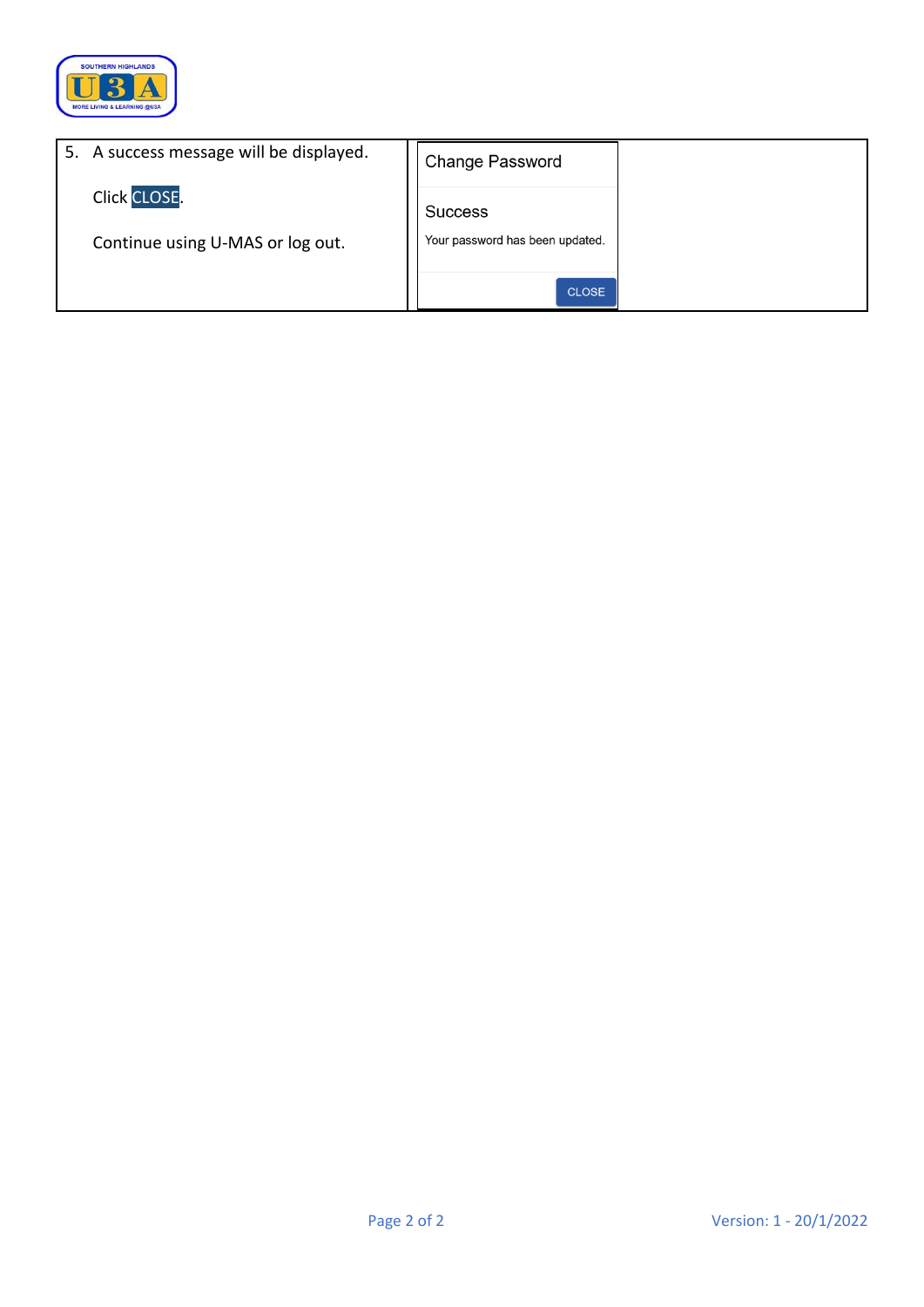| | |
|---|---|
| 5. A success message will be displayed.<br><br>Click CLOSE.<br><br>Continue using U-MAS or log out. | Change Password<br><br>Success<br><br>Your password has been updated.<br><br>CLOSE |